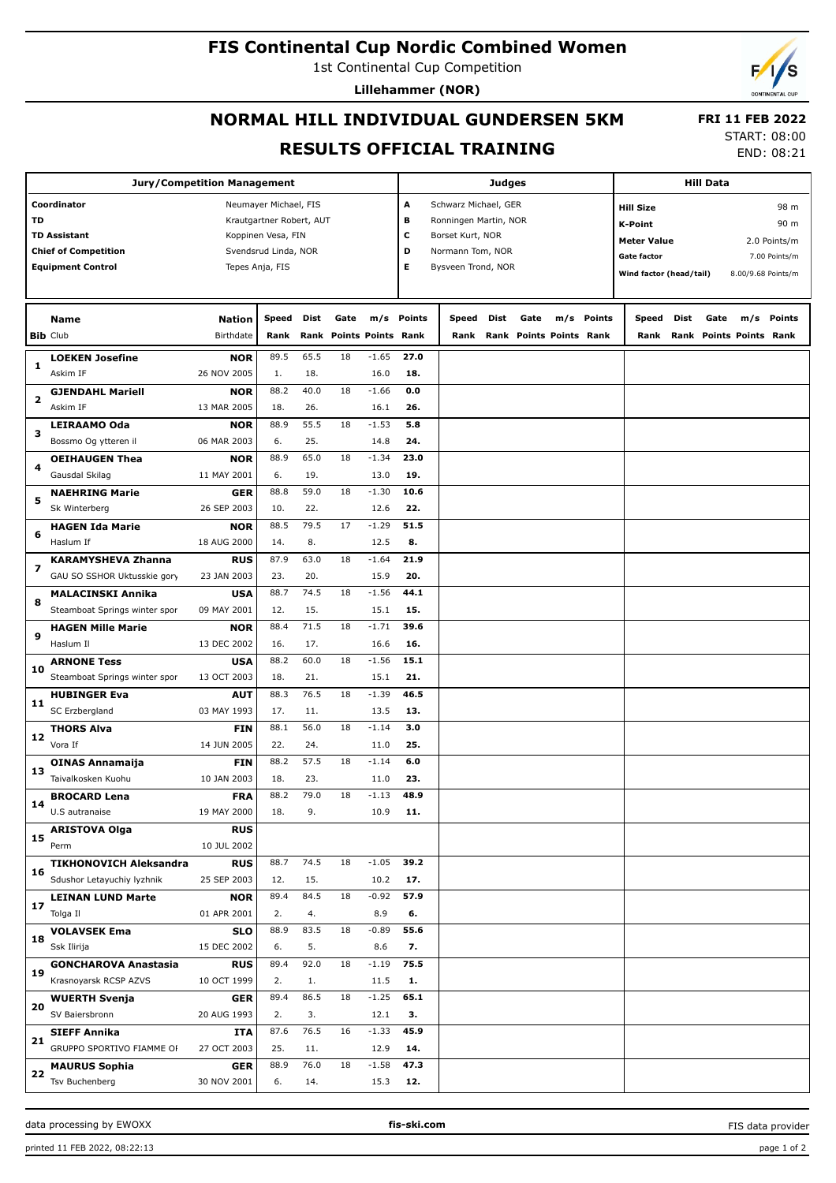# FIS Continental Cup Nordic Combined Women

1st Continental Cup Competition

**Lillehammer (NOR)**

## NORMAL HILL INDIVIDUAL GUNDERSEN 5KM

## RESULTS OFFICIAL TRAINING

**FRI 11 FEB 2022**

START: 08:00

END: 08:21

| Jury/Competition Management | | Judges | | Hill Data | |
|---|---|---|---|---|---|
| Coordinator | Neumayer Michael, FIS | A | Schwarz Michael, GER | Hill Size | 98 m |
| TD | Krautgartner Robert, AUT | B | Ronningen Martin, NOR | K-Point | 90 m |
| TD Assistant | Koppinen Vesa, FIN | C | Borset Kurt, NOR | Meter Value | 2.0 Points/m |
| Chief of Competition | Svendsrud Linda, NOR | D | Normann Tom, NOR | Gate factor | 7.00 Points/m |
| Equipment Control | Tepes Anja, FIS | E | Bysveen Trond, NOR | Wind factor (head/tail) | 8.00/9.68 Points/m |

| Bib | Name / Club | Nation / Birthdate | Speed / Rank | Dist / Rank | Gate / Points | m/s / Points | Points / Rank | Speed / Rank | Dist / Rank | Gate / Points | m/s / Points | Points / Rank | Speed / Rank | Dist / Rank | Gate / Points | m/s / Points | Points / Rank |
|---|---|---|---|---|---|---|---|---|---|---|---|---|---|---|---|---|---|
| 1 | **LOEKEN Josefine** | **NOR** | 89.5 | 65.5 | 18 | -1.65 | **27.0** | | | | | | | | | | |
| | Askim IF | 26 NOV 2005 | 1. | 18. | | 16.0 | **18.** | | | | | | | | | | |
| 2 | **GJENDAHL Mariell** | **NOR** | 88.2 | 40.0 | 18 | -1.66 | **0.0** | | | | | | | | | | |
| | Askim IF | 13 MAR 2005 | 18. | 26. | | 16.1 | **26.** | | | | | | | | | | |
| 3 | **LEIRAAMO Oda** | **NOR** | 88.9 | 55.5 | 18 | -1.53 | **5.8** | | | | | | | | | | |
| | Bossmo Og ytteren il | 06 MAR 2003 | 6. | 25. | | 14.8 | **24.** | | | | | | | | | | |
| 4 | **OEIHAUGEN Thea** | **NOR** | 88.9 | 65.0 | 18 | -1.34 | **23.0** | | | | | | | | | | |
| | Gausdal Skilag | 11 MAY 2001 | 6. | 19. | | 13.0 | **19.** | | | | | | | | | | |
| 5 | **NAEHRING Marie** | **GER** | 88.8 | 59.0 | 18 | -1.30 | **10.6** | | | | | | | | | | |
| | Sk Winterberg | 26 SEP 2003 | 10. | 22. | | 12.6 | **22.** | | | | | | | | | | |
| 6 | **HAGEN Ida Marie** | **NOR** | 88.5 | 79.5 | 17 | -1.29 | **51.5** | | | | | | | | | | |
| | Haslum If | 18 AUG 2000 | 14. | 8. | | 12.5 | **8.** | | | | | | | | | | |
| 7 | **KARAMYSHEVA Zhanna** | **RUS** | 87.9 | 63.0 | 18 | -1.64 | **21.9** | | | | | | | | | | |
| | GAU SO SSHOR Uktusskie gory | 23 JAN 2003 | 23. | 20. | | 15.9 | **20.** | | | | | | | | | | |
| 8 | **MALACINSKI Annika** | **USA** | 88.7 | 74.5 | 18 | -1.56 | **44.1** | | | | | | | | | | |
| | Steamboat Springs winter spor | 09 MAY 2001 | 12. | 15. | | 15.1 | **15.** | | | | | | | | | | |
| 9 | **HAGEN Mille Marie** | **NOR** | 88.4 | 71.5 | 18 | -1.71 | **39.6** | | | | | | | | | | |
| | Haslum Il | 13 DEC 2002 | 16. | 17. | | 16.6 | **16.** | | | | | | | | | | |
| 10 | **ARNONE Tess** | **USA** | 88.2 | 60.0 | 18 | -1.56 | **15.1** | | | | | | | | | | |
| | Steamboat Springs winter spor | 13 OCT 2003 | 18. | 21. | | 15.1 | **21.** | | | | | | | | | | |
| 11 | **HUBINGER Eva** | **AUT** | 88.3 | 76.5 | 18 | -1.39 | **46.5** | | | | | | | | | | |
| | SC Erzbergland | 03 MAY 1993 | 17. | 11. | | 13.5 | **13.** | | | | | | | | | | |
| 12 | **THORS Alva** | **FIN** | 88.1 | 56.0 | 18 | -1.14 | **3.0** | | | | | | | | | | |
| | Vora If | 14 JUN 2005 | 22. | 24. | | 11.0 | **25.** | | | | | | | | | | |
| 13 | **OINAS Annamaija** | **FIN** | 88.2 | 57.5 | 18 | -1.14 | **6.0** | | | | | | | | | | |
| | Taivalkosken Kuohu | 10 JAN 2003 | 18. | 23. | | 11.0 | **23.** | | | | | | | | | | |
| 14 | **BROCARD Lena** | **FRA** | 88.2 | 79.0 | 18 | -1.13 | **48.9** | | | | | | | | | | |
| | U.S autranaise | 19 MAY 2000 | 18. | 9. | | 10.9 | **11.** | | | | | | | | | | |
| 15 | **ARISTOVA Olga** | **RUS** | | | | | | | | | | | | | | | |
| | Perm | 10 JUL 2002 | | | | | | | | | | | | | | | |
| 16 | **TIKHONOVICH Aleksandra** | **RUS** | 88.7 | 74.5 | 18 | -1.05 | **39.2** | | | | | | | | | | |
| | Sdushor Letayuchiy lyzhnik | 25 SEP 2003 | 12. | 15. | | 10.2 | **17.** | | | | | | | | | | |
| 17 | **LEINAN LUND Marte** | **NOR** | 89.4 | 84.5 | 18 | -0.92 | **57.9** | | | | | | | | | | |
| | Tolga Il | 01 APR 2001 | 2. | 4. | | 8.9 | **6.** | | | | | | | | | | |
| 18 | **VOLAVSEK Ema** | **SLO** | 88.9 | 83.5 | 18 | -0.89 | **55.6** | | | | | | | | | | |
| | Ssk Ilirija | 15 DEC 2002 | 6. | 5. | | 8.6 | **7.** | | | | | | | | | | |
| 19 | **GONCHAROVA Anastasia** | **RUS** | 89.4 | 92.0 | 18 | -1.19 | **75.5** | | | | | | | | | | |
| | Krasnoyarsk RCSP AZVS | 10 OCT 1999 | 2. | 1. | | 11.5 | **1.** | | | | | | | | | | |
| 20 | **WUERTH Svenja** | **GER** | 89.4 | 86.5 | 18 | -1.25 | **65.1** | | | | | | | | | | |
| | SV Baiersbronn | 20 AUG 1993 | 2. | 3. | | 12.1 | **3.** | | | | | | | | | | |
| 21 | **SIEFF Annika** | **ITA** | 87.6 | 76.5 | 16 | -1.33 | **45.9** | | | | | | | | | | |
| | GRUPPO SPORTIVO FIAMME OI | 27 OCT 2003 | 25. | 11. | | 12.9 | **14.** | | | | | | | | | | |
| 22 | **MAURUS Sophia** | **GER** | 88.9 | 76.0 | 18 | -1.58 | **47.3** | | | | | | | | | | |
| | Tsv Buchenberg | 30 NOV 2001 | 6. | 14. | | 15.3 | **12.** | | | | | | | | | | |

data processing by EWOXX — fis-ski.com — FIS data provider

printed 11 FEB 2022, 08:22:13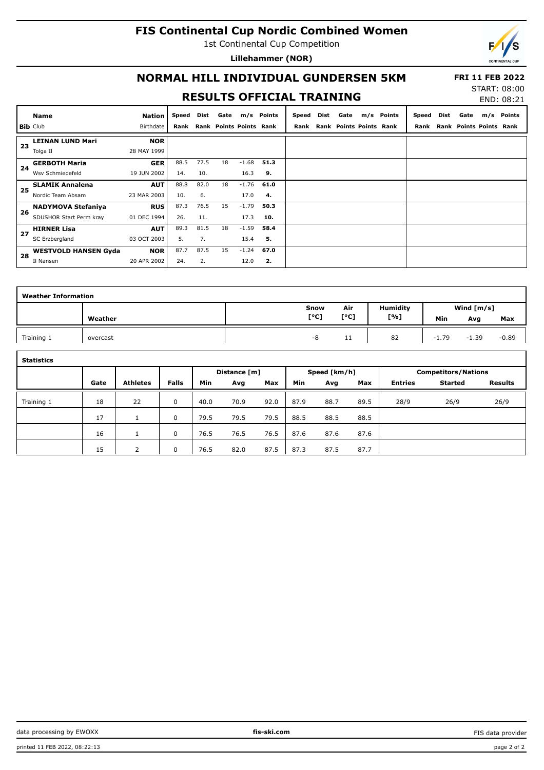# FIS Continental Cup Nordic Combined Women

1st Continental Cup Competition

**Lillehammer (NOR)**

## NORMAL HILL INDIVIDUAL GUNDERSEN 5KM

**FRI 11 FEB 2022**

START: 08:00

END: 08:21

## RESULTS OFFICIAL TRAINING

| Bib | Name / Club | Nation / Birthdate | Speed / Rank | Dist / Rank | Gate / Points | m/s / Points | Points / Rank | Speed / Rank | Dist / Rank | Gate / Points | m/s / Points | Points / Rank | Speed / Rank | Dist / Rank | Gate / Points | m/s / Points | Points / Rank |
|---|---|---|---|---|---|---|---|---|---|---|---|---|---|---|---|---|---|
| 23 | **LEINAN LUND Mari** | **NOR** | | | | | | | | | | | | | | | |
| | Tolga Il | 28 MAY 1999 | | | | | | | | | | | | | | | |
| 24 | **GERBOTH Maria** | **GER** | 88.5 | 77.5 | 18 | -1.68 | **51.3** | | | | | | | | | | |
| | Wsv Schmiedefeld | 19 JUN 2002 | 14. | 10. | | 16.3 | **9.** | | | | | | | | | | |
| 25 | **SLAMIK Annalena** | **AUT** | 88.8 | 82.0 | 18 | -1.76 | **61.0** | | | | | | | | | | |
| | Nordic Team Absam | 23 MAR 2003 | 10. | 6. | | 17.0 | **4.** | | | | | | | | | | |
| 26 | **NADYMOVA Stefaniya** | **RUS** | 87.3 | 76.5 | 15 | -1.79 | **50.3** | | | | | | | | | | |
| | SDUSHOR Start Perm kray | 01 DEC 1994 | 26. | 11. | | 17.3 | **10.** | | | | | | | | | | |
| 27 | **HIRNER Lisa** | **AUT** | 89.3 | 81.5 | 18 | -1.59 | **58.4** | | | | | | | | | | |
| | SC Erzbergland | 03 OCT 2003 | 5. | 7. | | 15.4 | **5.** | | | | | | | | | | |
| 28 | **WESTVOLD HANSEN Gyda** | **NOR** | 87.7 | 87.5 | 15 | -1.24 | **67.0** | | | | | | | | | | |
| | Il Nansen | 20 APR 2002 | 24. | 2. | | 12.0 | **2.** | | | | | | | | | | |

| Weather Information | | | | | | | |
|---|---|---|---|---|---|---|---|
| | Weather | Snow [°C] | Air [°C] | Humidity [%] | Wind [m/s] Min | Avg | Max |
| Training 1 | overcast | -8 | 11 | 82 | -1.79 | -1.39 | -0.89 |

| Statistics | | | | Distance [m] | | | Speed [km/h] | | | Competitors/Nations | | |
|---|---|---|---|---|---|---|---|---|---|---|---|---|
| | Gate | Athletes | Falls | Min | Avg | Max | Min | Avg | Max | Entries | Started | Results |
| Training 1 | 18 | 22 | 0 | 40.0 | 70.9 | 92.0 | 87.9 | 88.7 | 89.5 | 28/9 | 26/9 | 26/9 |
| | 17 | 1 | 0 | 79.5 | 79.5 | 79.5 | 88.5 | 88.5 | 88.5 | | | |
| | 16 | 1 | 0 | 76.5 | 76.5 | 76.5 | 87.6 | 87.6 | 87.6 | | | |
| | 15 | 2 | 0 | 76.5 | 82.0 | 87.5 | 87.3 | 87.5 | 87.7 | | | |

data processing by EWOXX | **fis-ski.com** | FIS data provider

printed 11 FEB 2022, 08:22:13